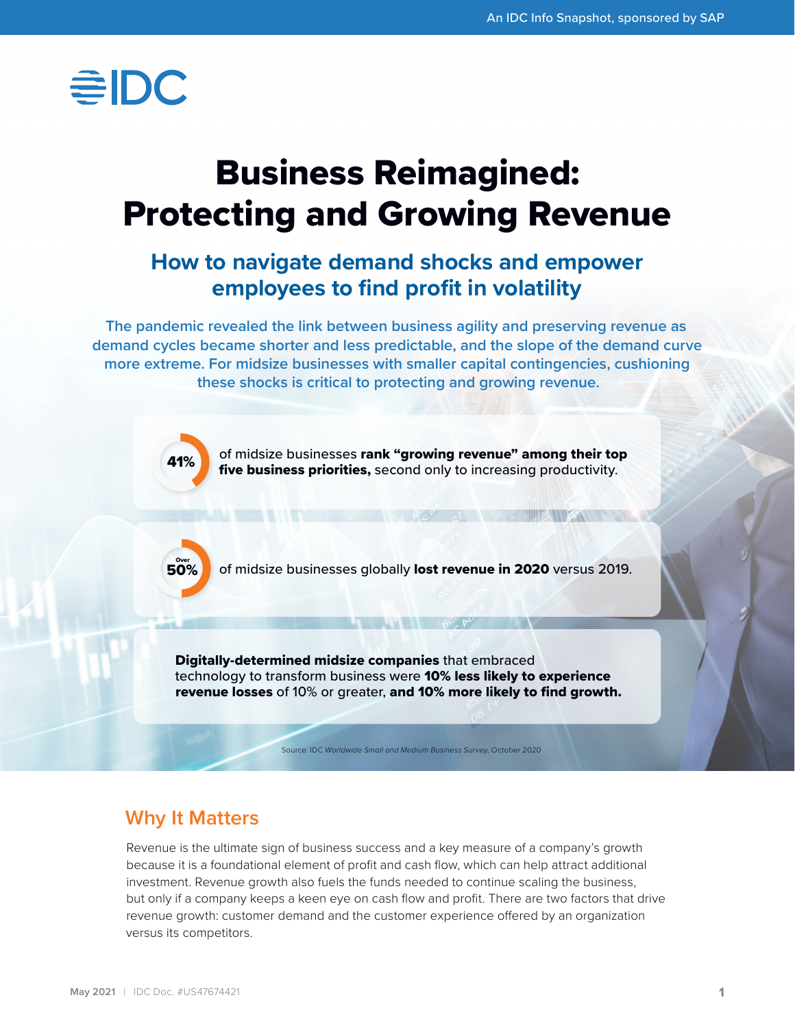An IDC Info Snapshot, sponsored by SAP

# Business Reimagined: Protecting and Growing Revenue

## How to navigate demand shocks and empower employees to find profit in volatility

The pandemic revealed the link between business agility and preserving revenue as demand cycles became shorter and less predictable, and the slope of the demand curve more extreme. For midsize businesses with smaller capital contingencies, cushioning these shocks is critical to protecting and growing revenue.

**41%** of midsize businesses **rank "growing revenue" among their top five business priorities,** second only to increasing productivity.

**Over 50%** of midsize businesses globally **lost revenue in 2020** versus 2019.

**Digitally-determined midsize companies** that embraced technology to transform business were **10% less likely to experience revenue losses** of 10% or greater, **and 10% more likely to find growth.**

Source: IDC *Worldwide Small and Medium Business Survey,* October 2020

## Why It Matters

Revenue is the ultimate sign of business success and a key measure of a company's growth because it is a foundational element of profit and cash flow, which can help attract additional investment. Revenue growth also fuels the funds needed to continue scaling the business, but only if a company keeps a keen eye on cash flow and profit. There are two factors that drive revenue growth: customer demand and the customer experience offered by an organization versus its competitors.

May 2021 | IDC Doc. #US47674421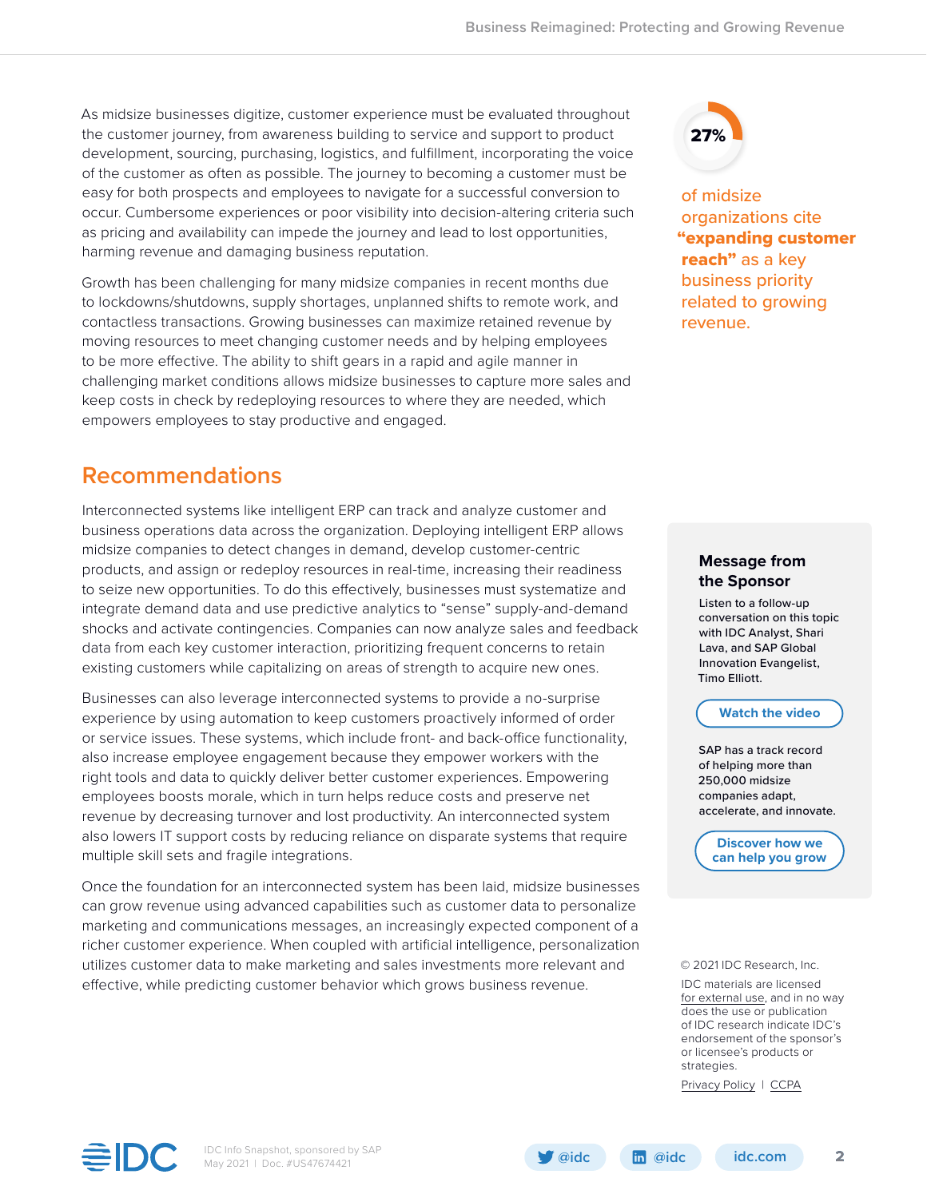As midsize businesses digitize, customer experience must be evaluated throughout the customer journey, from awareness building to service and support to product development, sourcing, purchasing, logistics, and fulfillment, incorporating the voice of the customer as often as possible. The journey to becoming a customer must be easy for both prospects and employees to navigate for a successful conversion to occur. Cumbersome experiences or poor visibility into decision-altering criteria such as pricing and availability can impede the journey and lead to lost opportunities, harming revenue and damaging business reputation.

Growth has been challenging for many midsize companies in recent months due to lockdowns/shutdowns, supply shortages, unplanned shifts to remote work, and contactless transactions. Growing businesses can maximize retained revenue by moving resources to meet changing customer needs and by helping employees to be more effective. The ability to shift gears in a rapid and agile manner in challenging market conditions allows midsize businesses to capture more sales and keep costs in check by redeploying resources to where they are needed, which empowers employees to stay productive and engaged.

27%

of midsize organizations cite **"expanding customer reach"** as a key business priority related to growing revenue.

## Recommendations

Interconnected systems like intelligent ERP can track and analyze customer and business operations data across the organization. Deploying intelligent ERP allows midsize companies to detect changes in demand, develop customer-centric products, and assign or redeploy resources in real-time, increasing their readiness to seize new opportunities. To do this effectively, businesses must systematize and integrate demand data and use predictive analytics to "sense" supply-and-demand shocks and activate contingencies. Companies can now analyze sales and feedback data from each key customer interaction, prioritizing frequent concerns to retain existing customers while capitalizing on areas of strength to acquire new ones.

Businesses can also leverage interconnected systems to provide a no-surprise experience by using automation to keep customers proactively informed of order or service issues. These systems, which include front- and back-office functionality, also increase employee engagement because they empower workers with the right tools and data to quickly deliver better customer experiences. Empowering employees boosts morale, which in turn helps reduce costs and preserve net revenue by decreasing turnover and lost productivity. An interconnected system also lowers IT support costs by reducing reliance on disparate systems that require multiple skill sets and fragile integrations.

Once the foundation for an interconnected system has been laid, midsize businesses can grow revenue using advanced capabilities such as customer data to personalize marketing and communications messages, an increasingly expected component of a richer customer experience. When coupled with artificial intelligence, personalization utilizes customer data to make marketing and sales investments more relevant and effective, while predicting customer behavior which grows business revenue.

### Message from the Sponsor

Listen to a follow-up conversation on this topic with IDC Analyst, Shari Lava, and SAP Global Innovation Evangelist, Timo Elliott.

Watch the video

SAP has a track record of helping more than 250,000 midsize companies adapt, accelerate, and innovate.

Discover how we can help you grow

© 2021 IDC Research, Inc.

IDC materials are licensed for external use, and in no way does the use or publication of IDC research indicate IDC's endorsement of the sponsor's or licensee's products or strategies.

Privacy Policy | CCPA

IDC Info Snapshot, sponsored by SAP
May 2021 | Doc. #US47674421